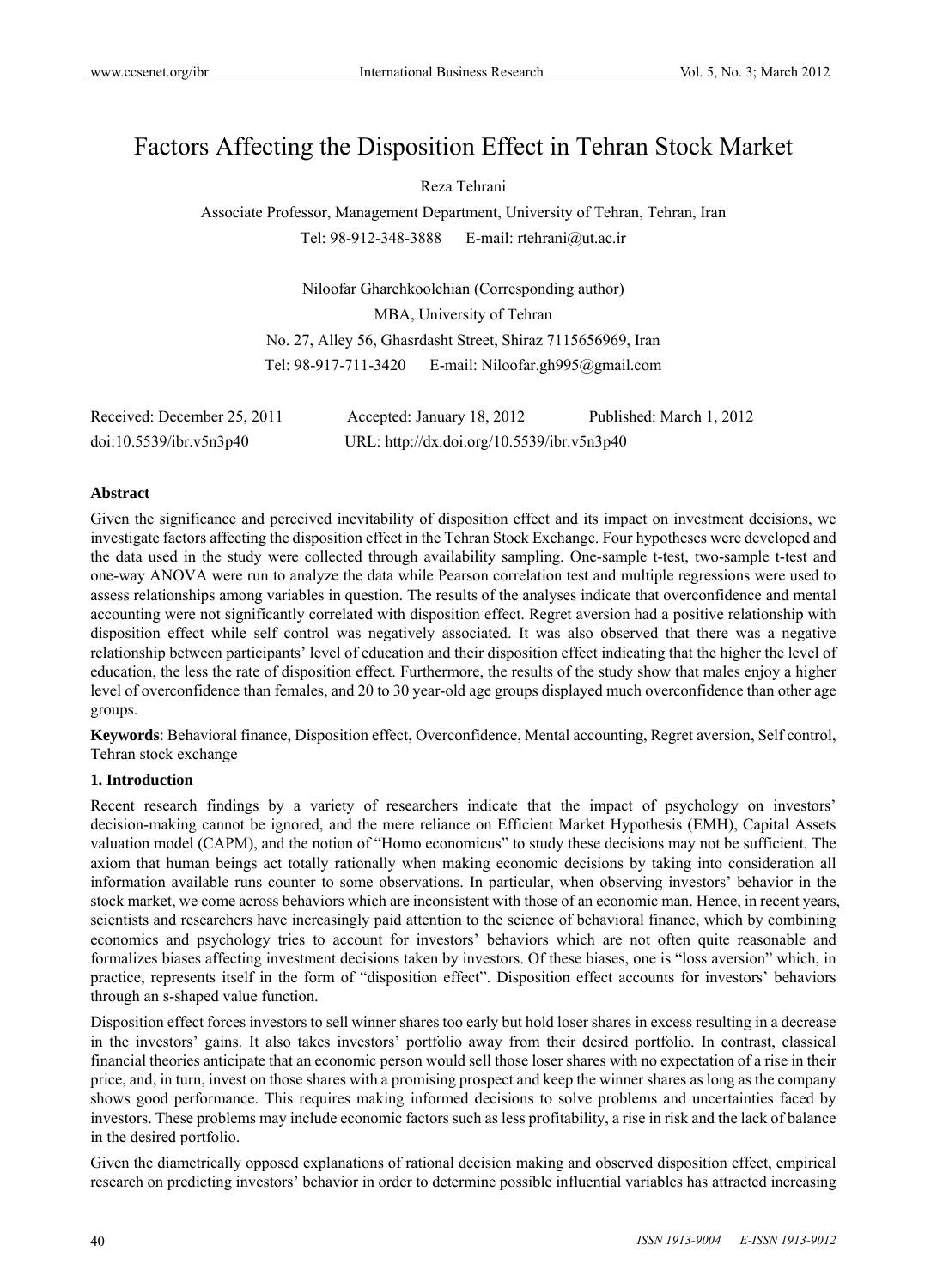# Factors Affecting the Disposition Effect in Tehran Stock Market

Reza Tehrani

Associate Professor, Management Department, University of Tehran, Tehran, Iran

Tel: 98-912-348-3888 E-mail: rtehrani@ut.ac.ir

Niloofar Gharehkoolchian (Corresponding author)

MBA, University of Tehran

No. 27, Alley 56, Ghasrdasht Street, Shiraz 7115656969, Iran

Tel: 98-917-711-3420 E-mail: Niloofar.gh995@gmail.com

Received: December 25, 2011 Accepted: January 18, 2012 Published: March 1, 2012

doi:10.5539/ibr.v5n3p40 URL: http://dx.doi.org/10.5539/ibr.v5n3p40

## Abstract

Given the significance and perceived inevitability of disposition effect and its impact on investment decisions, we investigate factors affecting the disposition effect in the Tehran Stock Exchange. Four hypotheses were developed and the data used in the study were collected through availability sampling. One-sample t-test, two-sample t-test and one-way ANOVA were run to analyze the data while Pearson correlation test and multiple regressions were used to assess relationships among variables in question. The results of the analyses indicate that overconfidence and mental accounting were not significantly correlated with disposition effect. Regret aversion had a positive relationship with disposition effect while self control was negatively associated. It was also observed that there was a negative relationship between participants' level of education and their disposition effect indicating that the higher the level of education, the less the rate of disposition effect. Furthermore, the results of the study show that males enjoy a higher level of overconfidence than females, and 20 to 30 year-old age groups displayed much overconfidence than other age groups.

**Keywords**: Behavioral finance, Disposition effect, Overconfidence, Mental accounting, Regret aversion, Self control, Tehran stock exchange

## 1. Introduction

Recent research findings by a variety of researchers indicate that the impact of psychology on investors' decision-making cannot be ignored, and the mere reliance on Efficient Market Hypothesis (EMH), Capital Assets valuation model (CAPM), and the notion of "Homo economicus" to study these decisions may not be sufficient. The axiom that human beings act totally rationally when making economic decisions by taking into consideration all information available runs counter to some observations. In particular, when observing investors' behavior in the stock market, we come across behaviors which are inconsistent with those of an economic man. Hence, in recent years, scientists and researchers have increasingly paid attention to the science of behavioral finance, which by combining economics and psychology tries to account for investors' behaviors which are not often quite reasonable and formalizes biases affecting investment decisions taken by investors. Of these biases, one is "loss aversion" which, in practice, represents itself in the form of "disposition effect". Disposition effect accounts for investors' behaviors through an s-shaped value function.

Disposition effect forces investors to sell winner shares too early but hold loser shares in excess resulting in a decrease in the investors' gains. It also takes investors' portfolio away from their desired portfolio. In contrast, classical financial theories anticipate that an economic person would sell those loser shares with no expectation of a rise in their price, and, in turn, invest on those shares with a promising prospect and keep the winner shares as long as the company shows good performance. This requires making informed decisions to solve problems and uncertainties faced by investors. These problems may include economic factors such as less profitability, a rise in risk and the lack of balance in the desired portfolio.

Given the diametrically opposed explanations of rational decision making and observed disposition effect, empirical research on predicting investors' behavior in order to determine possible influential variables has attracted increasing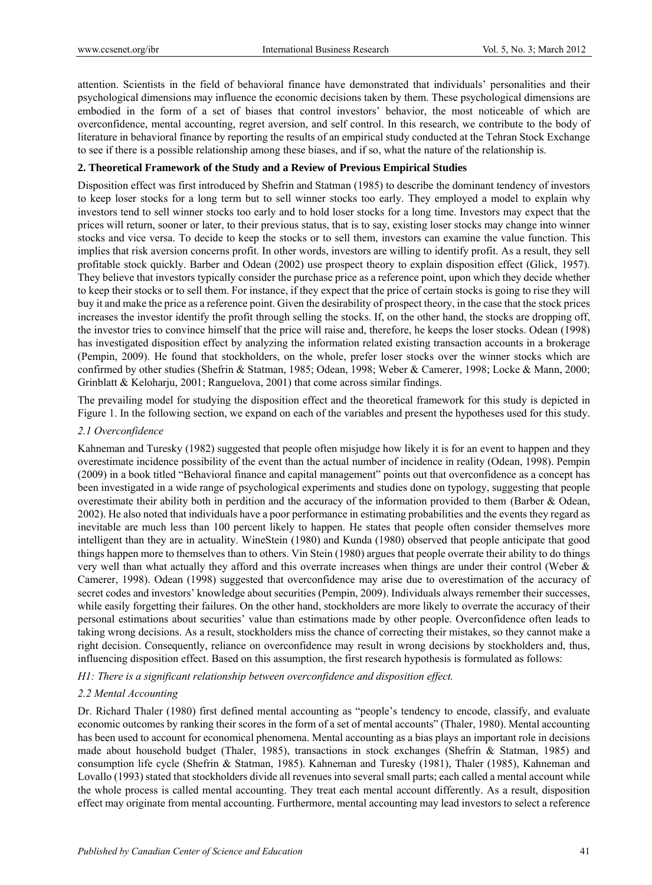attention. Scientists in the field of behavioral finance have demonstrated that individuals' personalities and their psychological dimensions may influence the economic decisions taken by them. These psychological dimensions are embodied in the form of a set of biases that control investors' behavior, the most noticeable of which are overconfidence, mental accounting, regret aversion, and self control. In this research, we contribute to the body of literature in behavioral finance by reporting the results of an empirical study conducted at the Tehran Stock Exchange to see if there is a possible relationship among these biases, and if so, what the nature of the relationship is.

## 2. Theoretical Framework of the Study and a Review of Previous Empirical Studies

Disposition effect was first introduced by Shefrin and Statman (1985) to describe the dominant tendency of investors to keep loser stocks for a long term but to sell winner stocks too early. They employed a model to explain why investors tend to sell winner stocks too early and to hold loser stocks for a long time. Investors may expect that the prices will return, sooner or later, to their previous status, that is to say, existing loser stocks may change into winner stocks and vice versa. To decide to keep the stocks or to sell them, investors can examine the value function. This implies that risk aversion concerns profit. In other words, investors are willing to identify profit. As a result, they sell profitable stock quickly. Barber and Odean (2002) use prospect theory to explain disposition effect (Glick, 1957). They believe that investors typically consider the purchase price as a reference point, upon which they decide whether to keep their stocks or to sell them. For instance, if they expect that the price of certain stocks is going to rise they will buy it and make the price as a reference point. Given the desirability of prospect theory, in the case that the stock prices increases the investor identify the profit through selling the stocks. If, on the other hand, the stocks are dropping off, the investor tries to convince himself that the price will raise and, therefore, he keeps the loser stocks. Odean (1998) has investigated disposition effect by analyzing the information related existing transaction accounts in a brokerage (Pempin, 2009). He found that stockholders, on the whole, prefer loser stocks over the winner stocks which are confirmed by other studies (Shefrin & Statman, 1985; Odean, 1998; Weber & Camerer, 1998; Locke & Mann, 2000; Grinblatt & Keloharju, 2001; Ranguelova, 2001) that come across similar findings.

The prevailing model for studying the disposition effect and the theoretical framework for this study is depicted in Figure 1. In the following section, we expand on each of the variables and present the hypotheses used for this study.

### 2.1 Overconfidence

Kahneman and Turesky (1982) suggested that people often misjudge how likely it is for an event to happen and they overestimate incidence possibility of the event than the actual number of incidence in reality (Odean, 1998). Pempin (2009) in a book titled "Behavioral finance and capital management" points out that overconfidence as a concept has been investigated in a wide range of psychological experiments and studies done on typology, suggesting that people overestimate their ability both in perdition and the accuracy of the information provided to them (Barber & Odean, 2002). He also noted that individuals have a poor performance in estimating probabilities and the events they regard as inevitable are much less than 100 percent likely to happen. He states that people often consider themselves more intelligent than they are in actuality. WineStein (1980) and Kunda (1980) observed that people anticipate that good things happen more to themselves than to others. Vin Stein (1980) argues that people overrate their ability to do things very well than what actually they afford and this overrate increases when things are under their control (Weber & Camerer, 1998). Odean (1998) suggested that overconfidence may arise due to overestimation of the accuracy of secret codes and investors' knowledge about securities (Pempin, 2009). Individuals always remember their successes, while easily forgetting their failures. On the other hand, stockholders are more likely to overrate the accuracy of their personal estimations about securities' value than estimations made by other people. Overconfidence often leads to taking wrong decisions. As a result, stockholders miss the chance of correcting their mistakes, so they cannot make a right decision. Consequently, reliance on overconfidence may result in wrong decisions by stockholders and, thus, influencing disposition effect. Based on this assumption, the first research hypothesis is formulated as follows:

*H1: There is a significant relationship between overconfidence and disposition effect.*

### 2.2 Mental Accounting

Dr. Richard Thaler (1980) first defined mental accounting as "people's tendency to encode, classify, and evaluate economic outcomes by ranking their scores in the form of a set of mental accounts" (Thaler, 1980). Mental accounting has been used to account for economical phenomena. Mental accounting as a bias plays an important role in decisions made about household budget (Thaler, 1985), transactions in stock exchanges (Shefrin & Statman, 1985) and consumption life cycle (Shefrin & Statman, 1985). Kahneman and Turesky (1981), Thaler (1985), Kahneman and Lovallo (1993) stated that stockholders divide all revenues into several small parts; each called a mental account while the whole process is called mental accounting. They treat each mental account differently. As a result, disposition effect may originate from mental accounting. Furthermore, mental accounting may lead investors to select a reference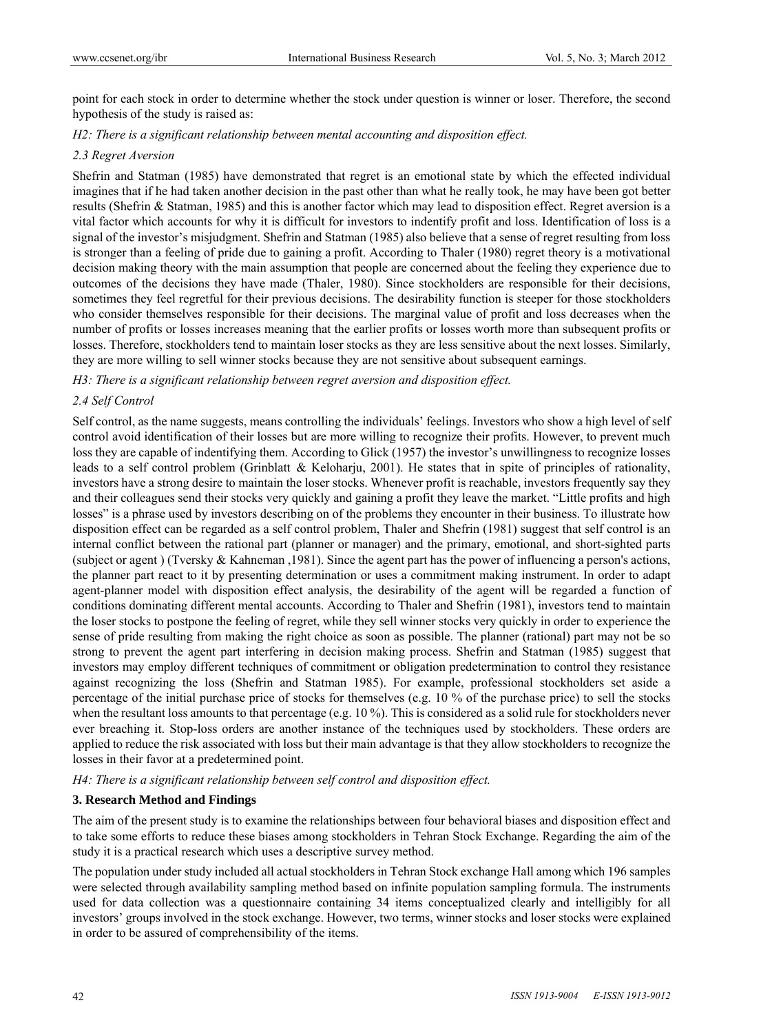point for each stock in order to determine whether the stock under question is winner or loser. Therefore, the second hypothesis of the study is raised as:

*H2: There is a significant relationship between mental accounting and disposition effect.*

### 2.3 Regret Aversion

Shefrin and Statman (1985) have demonstrated that regret is an emotional state by which the effected individual imagines that if he had taken another decision in the past other than what he really took, he may have been got better results (Shefrin & Statman, 1985) and this is another factor which may lead to disposition effect. Regret aversion is a vital factor which accounts for why it is difficult for investors to indentify profit and loss. Identification of loss is a signal of the investor's misjudgment. Shefrin and Statman (1985) also believe that a sense of regret resulting from loss is stronger than a feeling of pride due to gaining a profit. According to Thaler (1980) regret theory is a motivational decision making theory with the main assumption that people are concerned about the feeling they experience due to outcomes of the decisions they have made (Thaler, 1980). Since stockholders are responsible for their decisions, sometimes they feel regretful for their previous decisions. The desirability function is steeper for those stockholders who consider themselves responsible for their decisions. The marginal value of profit and loss decreases when the number of profits or losses increases meaning that the earlier profits or losses worth more than subsequent profits or losses. Therefore, stockholders tend to maintain loser stocks as they are less sensitive about the next losses. Similarly, they are more willing to sell winner stocks because they are not sensitive about subsequent earnings.

*H3: There is a significant relationship between regret aversion and disposition effect.*

### 2.4 Self Control

Self control, as the name suggests, means controlling the individuals' feelings. Investors who show a high level of self control avoid identification of their losses but are more willing to recognize their profits. However, to prevent much loss they are capable of indentifying them. According to Glick (1957) the investor's unwillingness to recognize losses leads to a self control problem (Grinblatt & Keloharju, 2001). He states that in spite of principles of rationality, investors have a strong desire to maintain the loser stocks. Whenever profit is reachable, investors frequently say they and their colleagues send their stocks very quickly and gaining a profit they leave the market. "Little profits and high losses" is a phrase used by investors describing on of the problems they encounter in their business. To illustrate how disposition effect can be regarded as a self control problem, Thaler and Shefrin (1981) suggest that self control is an internal conflict between the rational part (planner or manager) and the primary, emotional, and short-sighted parts (subject or agent ) (Tversky & Kahneman ,1981). Since the agent part has the power of influencing a person's actions, the planner part react to it by presenting determination or uses a commitment making instrument. In order to adapt agent-planner model with disposition effect analysis, the desirability of the agent will be regarded a function of conditions dominating different mental accounts. According to Thaler and Shefrin (1981), investors tend to maintain the loser stocks to postpone the feeling of regret, while they sell winner stocks very quickly in order to experience the sense of pride resulting from making the right choice as soon as possible. The planner (rational) part may not be so strong to prevent the agent part interfering in decision making process. Shefrin and Statman (1985) suggest that investors may employ different techniques of commitment or obligation predetermination to control they resistance against recognizing the loss (Shefrin and Statman 1985). For example, professional stockholders set aside a percentage of the initial purchase price of stocks for themselves (e.g. 10 % of the purchase price) to sell the stocks when the resultant loss amounts to that percentage (e.g. 10 %). This is considered as a solid rule for stockholders never ever breaching it. Stop-loss orders are another instance of the techniques used by stockholders. These orders are applied to reduce the risk associated with loss but their main advantage is that they allow stockholders to recognize the losses in their favor at a predetermined point.

*H4: There is a significant relationship between self control and disposition effect.*

## 3. Research Method and Findings

The aim of the present study is to examine the relationships between four behavioral biases and disposition effect and to take some efforts to reduce these biases among stockholders in Tehran Stock Exchange. Regarding the aim of the study it is a practical research which uses a descriptive survey method.

The population under study included all actual stockholders in Tehran Stock exchange Hall among which 196 samples were selected through availability sampling method based on infinite population sampling formula. The instruments used for data collection was a questionnaire containing 34 items conceptualized clearly and intelligibly for all investors' groups involved in the stock exchange. However, two terms, winner stocks and loser stocks were explained in order to be assured of comprehensibility of the items.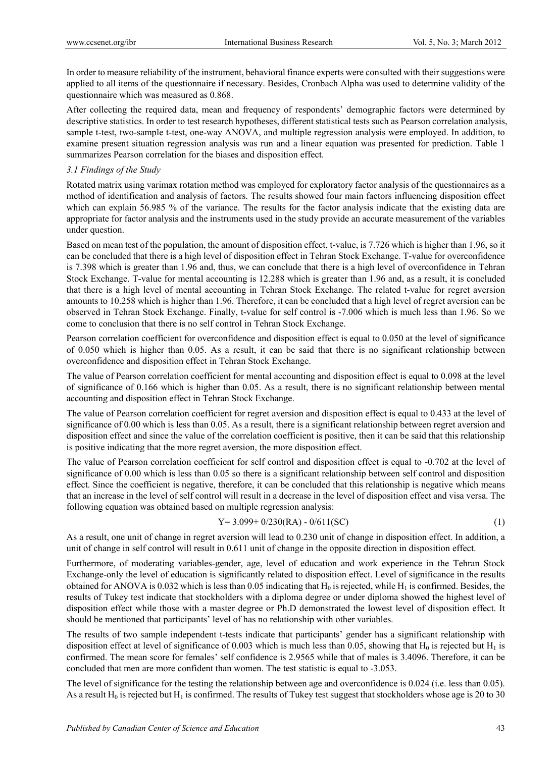In order to measure reliability of the instrument, behavioral finance experts were consulted with their suggestions were applied to all items of the questionnaire if necessary. Besides, Cronbach Alpha was used to determine validity of the questionnaire which was measured as 0.868.

After collecting the required data, mean and frequency of respondents' demographic factors were determined by descriptive statistics. In order to test research hypotheses, different statistical tests such as Pearson correlation analysis, sample t-test, two-sample t-test, one-way ANOVA, and multiple regression analysis were employed. In addition, to examine present situation regression analysis was run and a linear equation was presented for prediction. Table 1 summarizes Pearson correlation for the biases and disposition effect.

### *3.1 Findings of the Study*

Rotated matrix using varimax rotation method was employed for exploratory factor analysis of the questionnaires as a method of identification and analysis of factors. The results showed four main factors influencing disposition effect which can explain 56.985 % of the variance. The results for the factor analysis indicate that the existing data are appropriate for factor analysis and the instruments used in the study provide an accurate measurement of the variables under question.

Based on mean test of the population, the amount of disposition effect, t-value, is 7.726 which is higher than 1.96, so it can be concluded that there is a high level of disposition effect in Tehran Stock Exchange. T-value for overconfidence is 7.398 which is greater than 1.96 and, thus, we can conclude that there is a high level of overconfidence in Tehran Stock Exchange. T-value for mental accounting is 12.288 which is greater than 1.96 and, as a result, it is concluded that there is a high level of mental accounting in Tehran Stock Exchange. The related t-value for regret aversion amounts to 10.258 which is higher than 1.96. Therefore, it can be concluded that a high level of regret aversion can be observed in Tehran Stock Exchange. Finally, t-value for self control is -7.006 which is much less than 1.96. So we come to conclusion that there is no self control in Tehran Stock Exchange.

Pearson correlation coefficient for overconfidence and disposition effect is equal to 0.050 at the level of significance of 0.050 which is higher than 0.05. As a result, it can be said that there is no significant relationship between overconfidence and disposition effect in Tehran Stock Exchange.

The value of Pearson correlation coefficient for mental accounting and disposition effect is equal to 0.098 at the level of significance of 0.166 which is higher than 0.05. As a result, there is no significant relationship between mental accounting and disposition effect in Tehran Stock Exchange.

The value of Pearson correlation coefficient for regret aversion and disposition effect is equal to 0.433 at the level of significance of 0.00 which is less than 0.05. As a result, there is a significant relationship between regret aversion and disposition effect and since the value of the correlation coefficient is positive, then it can be said that this relationship is positive indicating that the more regret aversion, the more disposition effect.

The value of Pearson correlation coefficient for self control and disposition effect is equal to -0.702 at the level of significance of 0.00 which is less than 0.05 so there is a significant relationship between self control and disposition effect. Since the coefficient is negative, therefore, it can be concluded that this relationship is negative which means that an increase in the level of self control will result in a decrease in the level of disposition effect and visa versa. The following equation was obtained based on multiple regression analysis:

$$Y = 3.099 + 0/230(RA) - 0/611(SC) \tag{1}$$

As a result, one unit of change in regret aversion will lead to 0.230 unit of change in disposition effect. In addition, a unit of change in self control will result in 0.611 unit of change in the opposite direction in disposition effect.

Furthermore, of moderating variables-gender, age, level of education and work experience in the Tehran Stock Exchange-only the level of education is significantly related to disposition effect. Level of significance in the results obtained for ANOVA is 0.032 which is less than 0.05 indicating that $H_0$ is rejected, while $H_1$ is confirmed. Besides, the results of Tukey test indicate that stockholders with a diploma degree or under diploma showed the highest level of disposition effect while those with a master degree or Ph.D demonstrated the lowest level of disposition effect. It should be mentioned that participants' level of has no relationship with other variables.

The results of two sample independent t-tests indicate that participants' gender has a significant relationship with disposition effect at level of significance of 0.003 which is much less than 0.05, showing that $H_0$ is rejected but $H_1$ is confirmed. The mean score for females' self confidence is 2.9565 while that of males is 3.4096. Therefore, it can be concluded that men are more confident than women. The test statistic is equal to -3.053.

The level of significance for the testing the relationship between age and overconfidence is 0.024 (i.e. less than 0.05). As a result $H_0$ is rejected but $H_1$ is confirmed. The results of Tukey test suggest that stockholders whose age is 20 to 30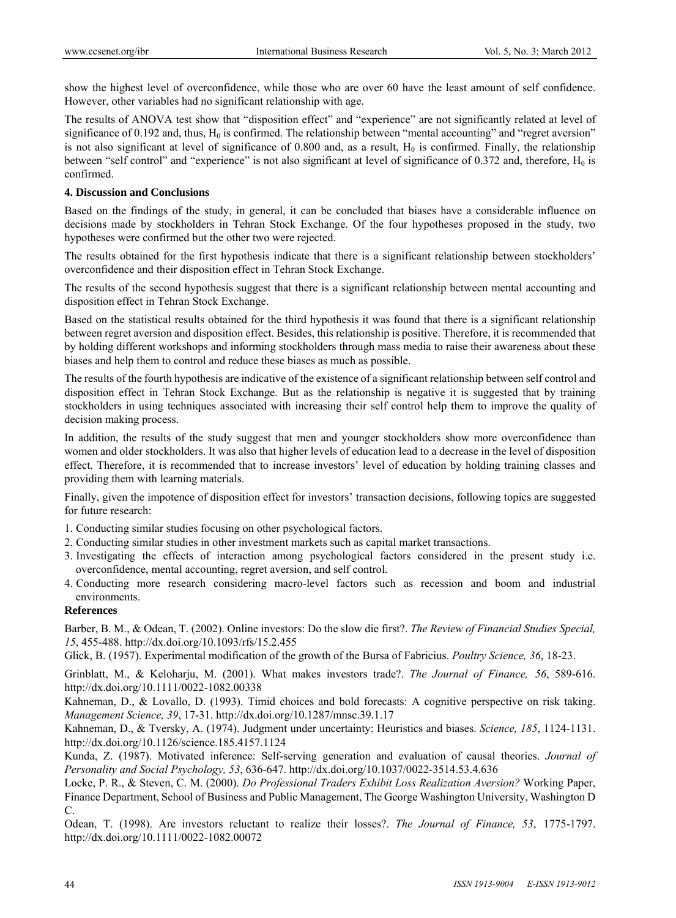show the highest level of overconfidence, while those who are over 60 have the least amount of self confidence. However, other variables had no significant relationship with age.

The results of ANOVA test show that "disposition effect" and "experience" are not significantly related at level of significance of 0.192 and, thus, $H_0$ is confirmed. The relationship between "mental accounting" and "regret aversion" is not also significant at level of significance of 0.800 and, as a result, $H_0$ is confirmed. Finally, the relationship between "self control" and "experience" is not also significant at level of significance of 0.372 and, therefore, $H_0$ is confirmed.

## 4. Discussion and Conclusions

Based on the findings of the study, in general, it can be concluded that biases have a considerable influence on decisions made by stockholders in Tehran Stock Exchange. Of the four hypotheses proposed in the study, two hypotheses were confirmed but the other two were rejected.

The results obtained for the first hypothesis indicate that there is a significant relationship between stockholders' overconfidence and their disposition effect in Tehran Stock Exchange.

The results of the second hypothesis suggest that there is a significant relationship between mental accounting and disposition effect in Tehran Stock Exchange.

Based on the statistical results obtained for the third hypothesis it was found that there is a significant relationship between regret aversion and disposition effect. Besides, this relationship is positive. Therefore, it is recommended that by holding different workshops and informing stockholders through mass media to raise their awareness about these biases and help them to control and reduce these biases as much as possible.

The results of the fourth hypothesis are indicative of the existence of a significant relationship between self control and disposition effect in Tehran Stock Exchange. But as the relationship is negative it is suggested that by training stockholders in using techniques associated with increasing their self control help them to improve the quality of decision making process.

In addition, the results of the study suggest that men and younger stockholders show more overconfidence than women and older stockholders. It was also that higher levels of education lead to a decrease in the level of disposition effect. Therefore, it is recommended that to increase investors' level of education by holding training classes and providing them with learning materials.

Finally, given the impotence of disposition effect for investors' transaction decisions, following topics are suggested for future research:

1. Conducting similar studies focusing on other psychological factors.
2. Conducting similar studies in other investment markets such as capital market transactions.
3. Investigating the effects of interaction among psychological factors considered in the present study i.e. overconfidence, mental accounting, regret aversion, and self control.
4. Conducting more research considering macro-level factors such as recession and boom and industrial environments.

## References

Barber, B. M., & Odean, T. (2002). Online investors: Do the slow die first?. *The Review of Financial Studies Special, 15*, 455-488. http://dx.doi.org/10.1093/rfs/15.2.455

Glick, B. (1957). Experimental modification of the growth of the Bursa of Fabricius. *Poultry Science, 36*, 18-23.

Grinblatt, M., & Keloharju, M. (2001). What makes investors trade?. *The Journal of Finance, 56*, 589-616. http://dx.doi.org/10.1111/0022-1082.00338

Kahneman, D., & Lovallo, D. (1993). Timid choices and bold forecasts: A cognitive perspective on risk taking. *Management Science, 39*, 17-31. http://dx.doi.org/10.1287/mnsc.39.1.17

Kahneman, D., & Tversky, A. (1974). Judgment under uncertainty: Heuristics and biases. *Science, 185*, 1124-1131. http://dx.doi.org/10.1126/science.185.4157.1124

Kunda, Z. (1987). Motivated inference: Self-serving generation and evaluation of causal theories. *Journal of Personality and Social Psychology, 53*, 636-647. http://dx.doi.org/10.1037/0022-3514.53.4.636

Locke, P. R., & Steven, C. M. (2000). *Do Professional Traders Exhibit Loss Realization Aversion?* Working Paper, Finance Department, School of Business and Public Management, The George Washington University, Washington D C.

Odean, T. (1998). Are investors reluctant to realize their losses?. *The Journal of Finance, 53*, 1775-1797. http://dx.doi.org/10.1111/0022-1082.00072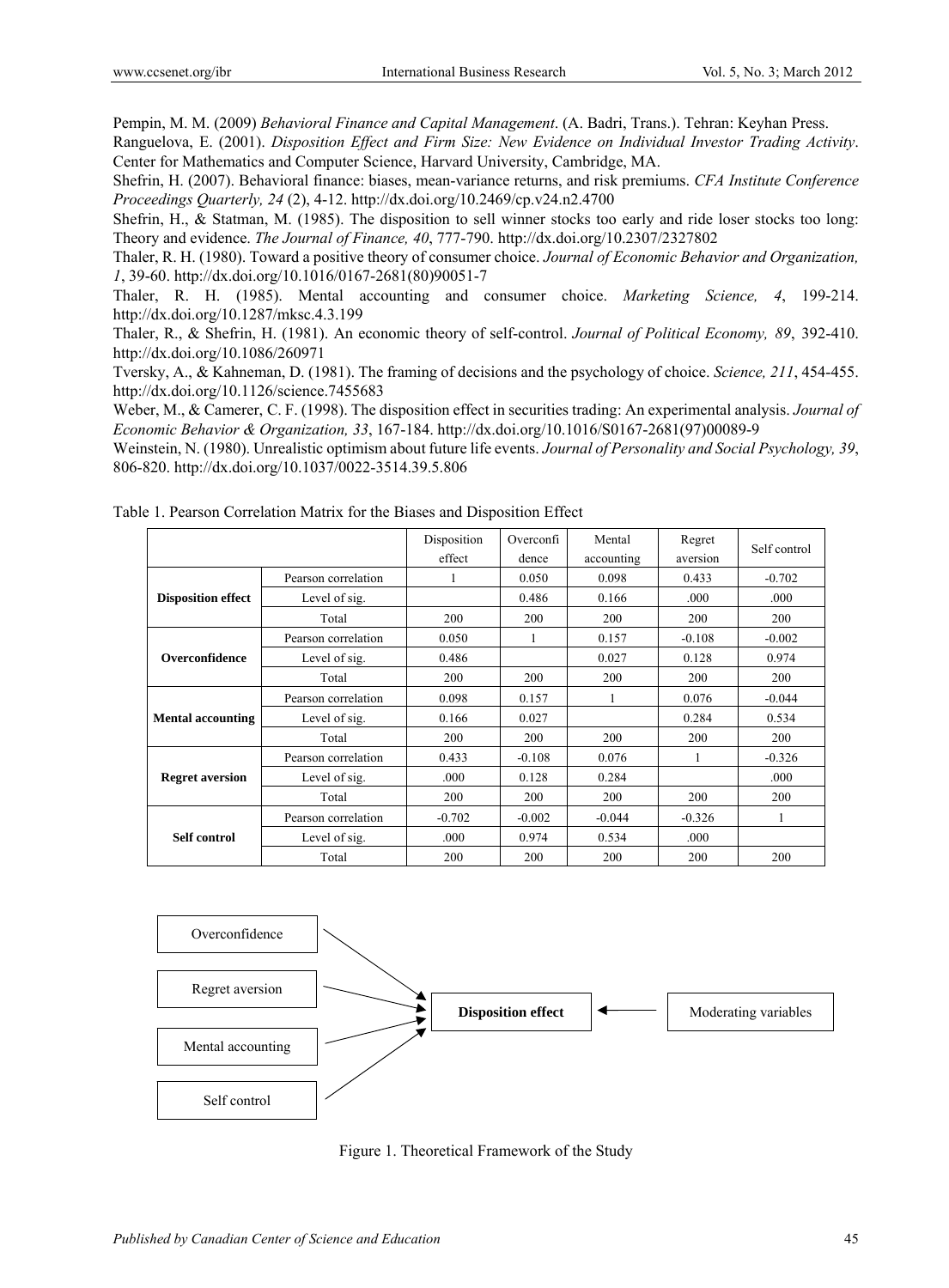Pempin, M. M. (2009) *Behavioral Finance and Capital Management*. (A. Badri, Trans.). Tehran: Keyhan Press.

Ranguelova, E. (2001). *Disposition Effect and Firm Size: New Evidence on Individual Investor Trading Activity*. Center for Mathematics and Computer Science, Harvard University, Cambridge, MA.

Shefrin, H. (2007). Behavioral finance: biases, mean-variance returns, and risk premiums. *CFA Institute Conference Proceedings Quarterly, 24* (2), 4-12. http://dx.doi.org/10.2469/cp.v24.n2.4700

Shefrin, H., & Statman, M. (1985). The disposition to sell winner stocks too early and ride loser stocks too long: Theory and evidence. *The Journal of Finance, 40*, 777-790. http://dx.doi.org/10.2307/2327802

Thaler, R. H. (1980). Toward a positive theory of consumer choice. *Journal of Economic Behavior and Organization, 1*, 39-60. http://dx.doi.org/10.1016/0167-2681(80)90051-7

Thaler, R. H. (1985). Mental accounting and consumer choice. *Marketing Science, 4*, 199-214. http://dx.doi.org/10.1287/mksc.4.3.199

Thaler, R., & Shefrin, H. (1981). An economic theory of self-control. *Journal of Political Economy, 89*, 392-410. http://dx.doi.org/10.1086/260971

Tversky, A., & Kahneman, D. (1981). The framing of decisions and the psychology of choice. *Science, 211*, 454-455. http://dx.doi.org/10.1126/science.7455683

Weber, M., & Camerer, C. F. (1998). The disposition effect in securities trading: An experimental analysis. *Journal of Economic Behavior & Organization, 33*, 167-184. http://dx.doi.org/10.1016/S0167-2681(97)00089-9

Weinstein, N. (1980). Unrealistic optimism about future life events. *Journal of Personality and Social Psychology, 39*, 806-820. http://dx.doi.org/10.1037/0022-3514.39.5.806

Table 1. Pearson Correlation Matrix for the Biases and Disposition Effect

| | | Disposition effect | Overconfidence | Mental accounting | Regret aversion | Self control |
|---|---|---|---|---|---|---|
| **Disposition effect** | Pearson correlation | 1 | 0.050 | 0.098 | 0.433 | -0.702 |
| | Level of sig. | | 0.486 | 0.166 | .000 | .000 |
| | Total | 200 | 200 | 200 | 200 | 200 |
| **Overconfidence** | Pearson correlation | 0.050 | 1 | 0.157 | -0.108 | -0.002 |
| | Level of sig. | 0.486 | | 0.027 | 0.128 | 0.974 |
| | Total | 200 | 200 | 200 | 200 | 200 |
| **Mental accounting** | Pearson correlation | 0.098 | 0.157 | 1 | 0.076 | -0.044 |
| | Level of sig. | 0.166 | 0.027 | | 0.284 | 0.534 |
| | Total | 200 | 200 | 200 | 200 | 200 |
| **Regret aversion** | Pearson correlation | 0.433 | -0.108 | 0.076 | 1 | -0.326 |
| | Level of sig. | .000 | 0.128 | 0.284 | | .000 |
| | Total | 200 | 200 | 200 | 200 | 200 |
| **Self control** | Pearson correlation | -0.702 | -0.002 | -0.044 | -0.326 | 1 |
| | Level of sig. | .000 | 0.974 | 0.534 | .000 | |
| | Total | 200 | 200 | 200 | 200 | 200 |

Overconfidence

Regret aversion

Mental accounting

Self control

**Disposition effect**

Moderating variables

Figure 1. Theoretical Framework of the Study